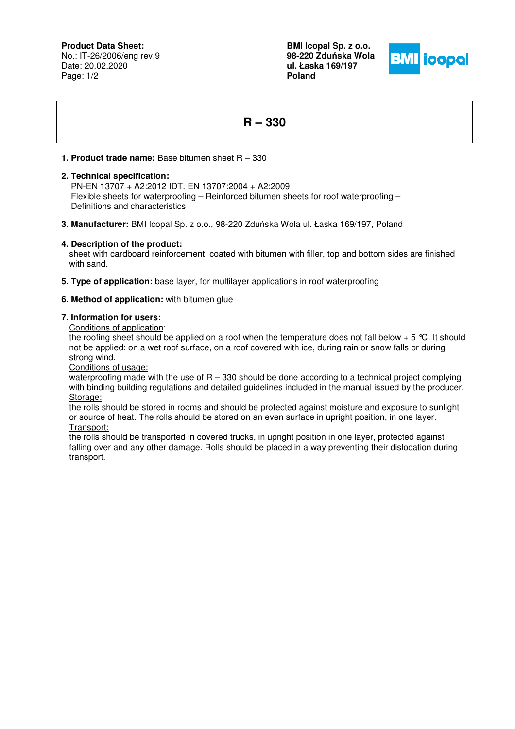**Product Data Sheet:**
No.: IT-26/2006/eng rev.9
Date: 20.02.2020

**BMI Icopal Sp. z o.o.**
**98-220 Zduńska Wola**
**ul. Łaska 169/197**
**Poland**

# R – 330

**1. Product trade name:** Base bitumen sheet R – 330

**2. Technical specification:**
PN-EN 13707 + A2:2012 IDT. EN 13707:2004 + A2:2009
Flexible sheets for waterproofing – Reinforced bitumen sheets for roof waterproofing – Definitions and characteristics

**3. Manufacturer:** BMI Icopal Sp. z o.o., 98-220 Zduńska Wola ul. Łaska 169/197, Poland

**4. Description of the product:**
sheet with cardboard reinforcement, coated with bitumen with filler, top and bottom sides are finished with sand.

**5. Type of application:** base layer, for multilayer applications in roof waterproofing

**6. Method of application:** with bitumen glue

**7. Information for users:**

Conditions of application:
the roofing sheet should be applied on a roof when the temperature does not fall below + 5 °C. It should not be applied: on a wet roof surface, on a roof covered with ice, during rain or snow falls or during strong wind.

Conditions of usage:
waterproofing made with the use of R – 330 should be done according to a technical project complying with binding building regulations and detailed guidelines included in the manual issued by the producer.

Storage:
the rolls should be stored in rooms and should be protected against moisture and exposure to sunlight or source of heat. The rolls should be stored on an even surface in upright position, in one layer.

Transport:
the rolls should be transported in covered trucks, in upright position in one layer, protected against falling over and any other damage. Rolls should be placed in a way preventing their dislocation during transport.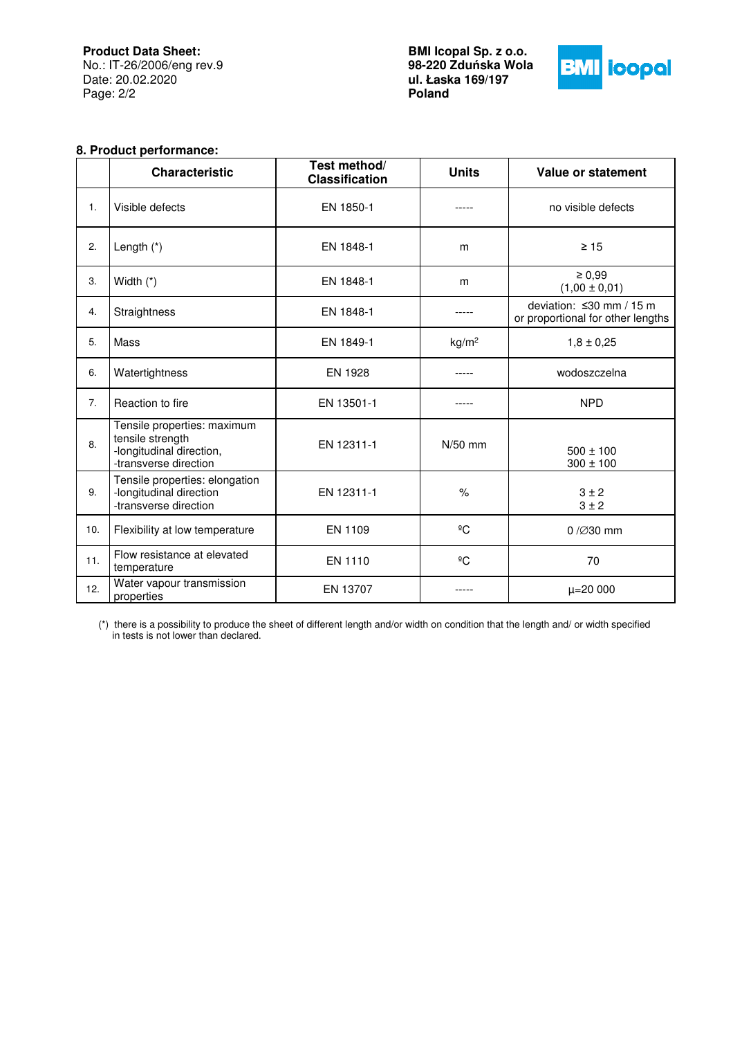## 8. Product performance:

| | Characteristic | Test method/ Classification | Units | Value or statement |
|---|---|---|---|---|
| 1. | Visible defects | EN 1850-1 | ----- | no visible defects |
| 2. | Length (*) | EN 1848-1 | m | ≥ 15 |
| 3. | Width (*) | EN 1848-1 | m | ≥ 0,99<br>(1,00 ± 0,01) |
| 4. | Straightness | EN 1848-1 | ----- | deviation: ≤30 mm / 15 m<br>or proportional for other lengths |
| 5. | Mass | EN 1849-1 | kg/m² | 1,8 ± 0,25 |
| 6. | Watertightness | EN 1928 | ----- | wodoszczelna |
| 7. | Reaction to fire | EN 13501-1 | ----- | NPD |
| 8. | Tensile properties: maximum tensile strength<br>-longitudinal direction,<br>-transverse direction | EN 12311-1 | N/50 mm | 500 ± 100<br>300 ± 100 |
| 9. | Tensile properties: elongation<br>-longitudinal direction<br>-transverse direction | EN 12311-1 | % | 3 ± 2<br>3 ± 2 |
| 10. | Flexibility at low temperature | EN 1109 | ºC | 0 /∅30 mm |
| 11. | Flow resistance at elevated temperature | EN 1110 | ºC | 70 |
| 12. | Water vapour transmission properties | EN 13707 | ----- | μ=20 000 |

(*) there is a possibility to produce the sheet of different length and/or width on condition that the length and/ or width specified in tests is not lower than declared.